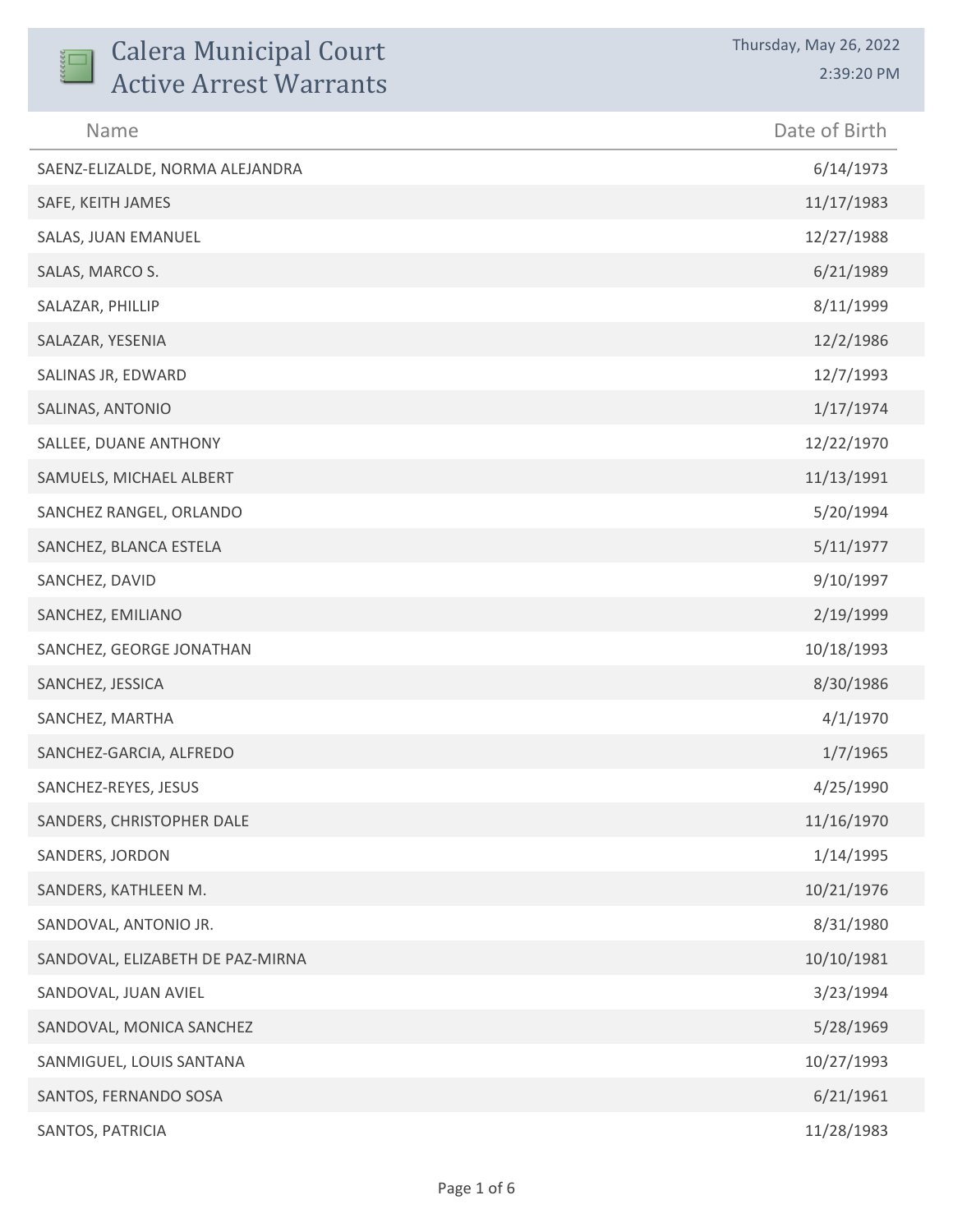# Calera Municipal Court Active Arrest Warrants

Thursday, May 26, 2022
2:39:20 PM

| Name | Date of Birth |
|---|---|
| SAENZ-ELIZALDE, NORMA ALEJANDRA | 6/14/1973 |
| SAFE, KEITH JAMES | 11/17/1983 |
| SALAS, JUAN EMANUEL | 12/27/1988 |
| SALAS, MARCO S. | 6/21/1989 |
| SALAZAR, PHILLIP | 8/11/1999 |
| SALAZAR, YESENIA | 12/2/1986 |
| SALINAS JR, EDWARD | 12/7/1993 |
| SALINAS, ANTONIO | 1/17/1974 |
| SALLEE, DUANE ANTHONY | 12/22/1970 |
| SAMUELS, MICHAEL ALBERT | 11/13/1991 |
| SANCHEZ RANGEL, ORLANDO | 5/20/1994 |
| SANCHEZ, BLANCA ESTELA | 5/11/1977 |
| SANCHEZ, DAVID | 9/10/1997 |
| SANCHEZ, EMILIANO | 2/19/1999 |
| SANCHEZ, GEORGE JONATHAN | 10/18/1993 |
| SANCHEZ, JESSICA | 8/30/1986 |
| SANCHEZ, MARTHA | 4/1/1970 |
| SANCHEZ-GARCIA, ALFREDO | 1/7/1965 |
| SANCHEZ-REYES, JESUS | 4/25/1990 |
| SANDERS, CHRISTOPHER DALE | 11/16/1970 |
| SANDERS, JORDON | 1/14/1995 |
| SANDERS, KATHLEEN M. | 10/21/1976 |
| SANDOVAL, ANTONIO JR. | 8/31/1980 |
| SANDOVAL, ELIZABETH DE PAZ-MIRNA | 10/10/1981 |
| SANDOVAL, JUAN AVIEL | 3/23/1994 |
| SANDOVAL, MONICA SANCHEZ | 5/28/1969 |
| SANMIGUEL, LOUIS SANTANA | 10/27/1993 |
| SANTOS, FERNANDO SOSA | 6/21/1961 |
| SANTOS, PATRICIA | 11/28/1983 |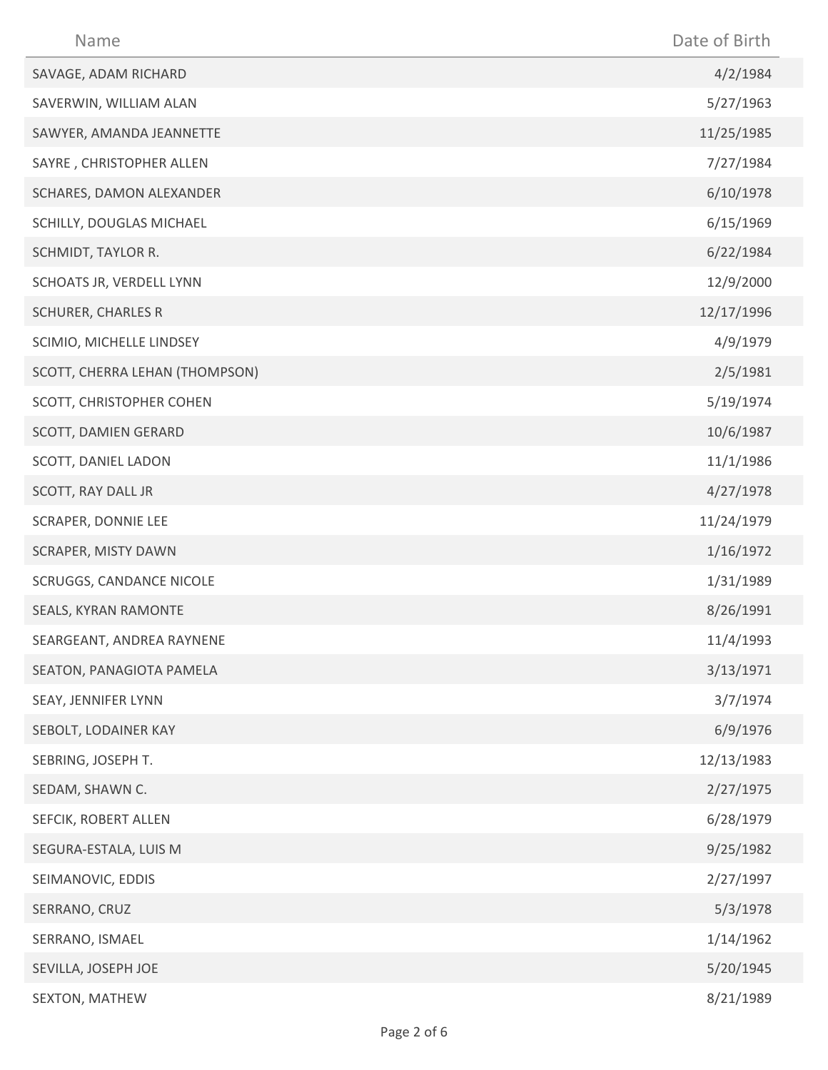| Name | Date of Birth |
| --- | --- |
| SAVAGE, ADAM RICHARD | 4/2/1984 |
| SAVERWIN, WILLIAM ALAN | 5/27/1963 |
| SAWYER, AMANDA JEANNETTE | 11/25/1985 |
| SAYRE , CHRISTOPHER ALLEN | 7/27/1984 |
| SCHARES, DAMON ALEXANDER | 6/10/1978 |
| SCHILLY, DOUGLAS MICHAEL | 6/15/1969 |
| SCHMIDT, TAYLOR R. | 6/22/1984 |
| SCHOATS JR, VERDELL LYNN | 12/9/2000 |
| SCHURER, CHARLES R | 12/17/1996 |
| SCIMIO, MICHELLE LINDSEY | 4/9/1979 |
| SCOTT, CHERRA LEHAN (THOMPSON) | 2/5/1981 |
| SCOTT, CHRISTOPHER COHEN | 5/19/1974 |
| SCOTT, DAMIEN GERARD | 10/6/1987 |
| SCOTT, DANIEL LADON | 11/1/1986 |
| SCOTT, RAY DALL JR | 4/27/1978 |
| SCRAPER, DONNIE LEE | 11/24/1979 |
| SCRAPER, MISTY DAWN | 1/16/1972 |
| SCRUGGS, CANDANCE NICOLE | 1/31/1989 |
| SEALS, KYRAN RAMONTE | 8/26/1991 |
| SEARGEANT, ANDREA RAYNENE | 11/4/1993 |
| SEATON, PANAGIOTA PAMELA | 3/13/1971 |
| SEAY, JENNIFER LYNN | 3/7/1974 |
| SEBOLT, LODAINER KAY | 6/9/1976 |
| SEBRING, JOSEPH T. | 12/13/1983 |
| SEDAM, SHAWN C. | 2/27/1975 |
| SEFCIK, ROBERT ALLEN | 6/28/1979 |
| SEGURA-ESTALA, LUIS M | 9/25/1982 |
| SEIMANOVIC, EDDIS | 2/27/1997 |
| SERRANO, CRUZ | 5/3/1978 |
| SERRANO, ISMAEL | 1/14/1962 |
| SEVILLA, JOSEPH JOE | 5/20/1945 |
| SEXTON, MATHEW | 8/21/1989 |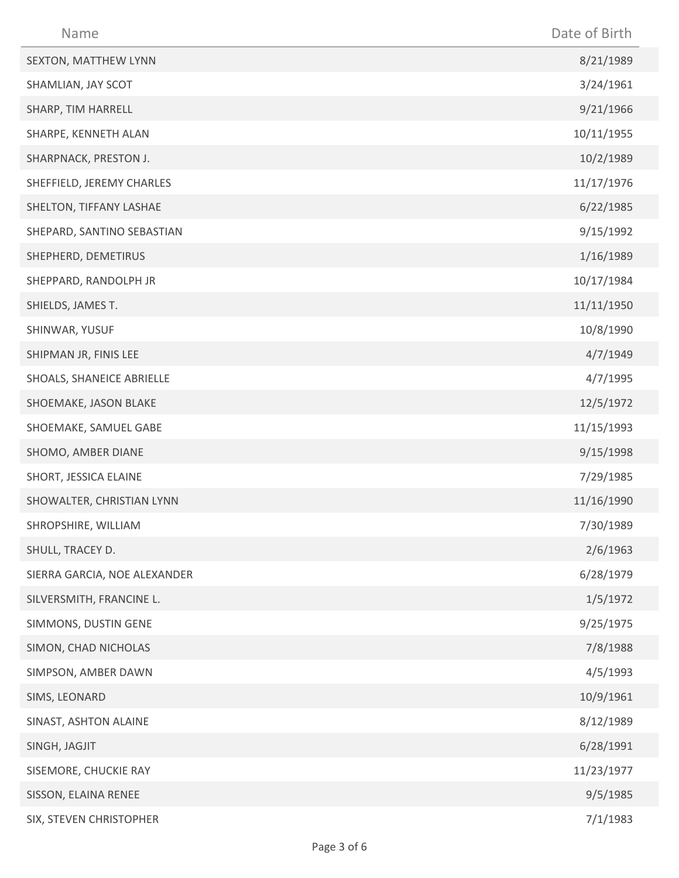| Name | Date of Birth |
| --- | --- |
| SEXTON, MATTHEW LYNN | 8/21/1989 |
| SHAMLIAN, JAY SCOT | 3/24/1961 |
| SHARP, TIM HARRELL | 9/21/1966 |
| SHARPE, KENNETH ALAN | 10/11/1955 |
| SHARPNACK, PRESTON J. | 10/2/1989 |
| SHEFFIELD, JEREMY CHARLES | 11/17/1976 |
| SHELTON, TIFFANY LASHAE | 6/22/1985 |
| SHEPARD, SANTINO SEBASTIAN | 9/15/1992 |
| SHEPHERD, DEMETIRUS | 1/16/1989 |
| SHEPPARD, RANDOLPH JR | 10/17/1984 |
| SHIELDS, JAMES T. | 11/11/1950 |
| SHINWAR, YUSUF | 10/8/1990 |
| SHIPMAN JR, FINIS LEE | 4/7/1949 |
| SHOALS, SHANEICE ABRIELLE | 4/7/1995 |
| SHOEMAKE, JASON BLAKE | 12/5/1972 |
| SHOEMAKE, SAMUEL GABE | 11/15/1993 |
| SHOMO, AMBER DIANE | 9/15/1998 |
| SHORT, JESSICA ELAINE | 7/29/1985 |
| SHOWALTER, CHRISTIAN LYNN | 11/16/1990 |
| SHROPSHIRE, WILLIAM | 7/30/1989 |
| SHULL, TRACEY D. | 2/6/1963 |
| SIERRA GARCIA, NOE ALEXANDER | 6/28/1979 |
| SILVERSMITH, FRANCINE L. | 1/5/1972 |
| SIMMONS, DUSTIN GENE | 9/25/1975 |
| SIMON, CHAD NICHOLAS | 7/8/1988 |
| SIMPSON, AMBER DAWN | 4/5/1993 |
| SIMS, LEONARD | 10/9/1961 |
| SINAST, ASHTON ALAINE | 8/12/1989 |
| SINGH, JAGJIT | 6/28/1991 |
| SISEMORE, CHUCKIE RAY | 11/23/1977 |
| SISSON, ELAINA RENEE | 9/5/1985 |
| SIX, STEVEN CHRISTOPHER | 7/1/1983 |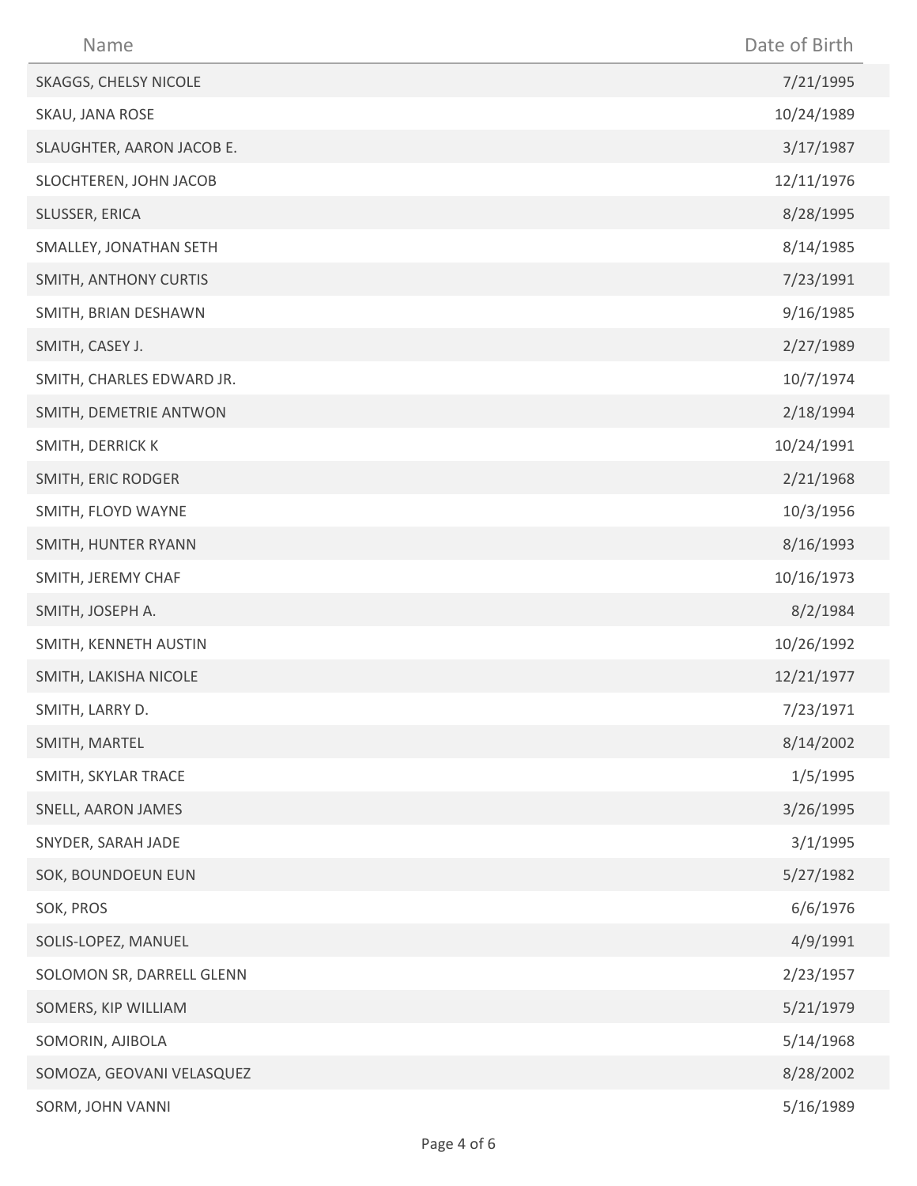| Name | Date of Birth |
| --- | --- |
| SKAGGS, CHELSY NICOLE | 7/21/1995 |
| SKAU, JANA ROSE | 10/24/1989 |
| SLAUGHTER, AARON JACOB E. | 3/17/1987 |
| SLOCHTEREN, JOHN JACOB | 12/11/1976 |
| SLUSSER, ERICA | 8/28/1995 |
| SMALLEY, JONATHAN SETH | 8/14/1985 |
| SMITH, ANTHONY CURTIS | 7/23/1991 |
| SMITH, BRIAN DESHAWN | 9/16/1985 |
| SMITH, CASEY J. | 2/27/1989 |
| SMITH, CHARLES EDWARD JR. | 10/7/1974 |
| SMITH, DEMETRIE ANTWON | 2/18/1994 |
| SMITH, DERRICK K | 10/24/1991 |
| SMITH, ERIC RODGER | 2/21/1968 |
| SMITH, FLOYD WAYNE | 10/3/1956 |
| SMITH, HUNTER RYANN | 8/16/1993 |
| SMITH, JEREMY CHAF | 10/16/1973 |
| SMITH, JOSEPH A. | 8/2/1984 |
| SMITH, KENNETH AUSTIN | 10/26/1992 |
| SMITH, LAKISHA NICOLE | 12/21/1977 |
| SMITH, LARRY D. | 7/23/1971 |
| SMITH, MARTEL | 8/14/2002 |
| SMITH, SKYLAR TRACE | 1/5/1995 |
| SNELL, AARON JAMES | 3/26/1995 |
| SNYDER, SARAH JADE | 3/1/1995 |
| SOK, BOUNDOEUN EUN | 5/27/1982 |
| SOK, PROS | 6/6/1976 |
| SOLIS-LOPEZ, MANUEL | 4/9/1991 |
| SOLOMON SR, DARRELL GLENN | 2/23/1957 |
| SOMERS, KIP WILLIAM | 5/21/1979 |
| SOMORIN, AJIBOLA | 5/14/1968 |
| SOMOZA, GEOVANI VELASQUEZ | 8/28/2002 |
| SORM, JOHN VANNI | 5/16/1989 |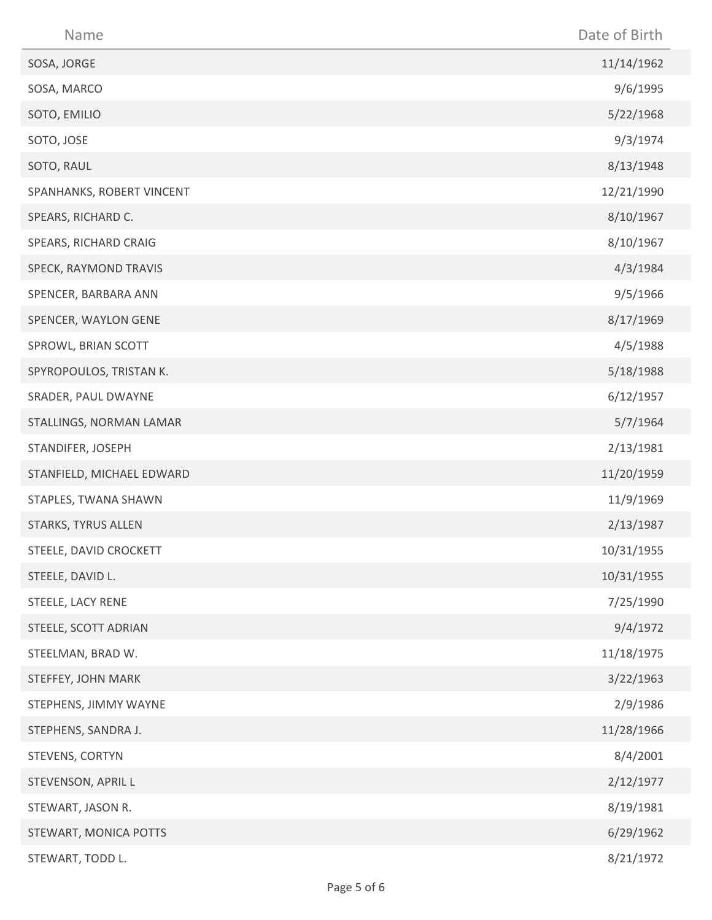| Name | Date of Birth |
|---|---|
| SOSA, JORGE | 11/14/1962 |
| SOSA, MARCO | 9/6/1995 |
| SOTO, EMILIO | 5/22/1968 |
| SOTO, JOSE | 9/3/1974 |
| SOTO, RAUL | 8/13/1948 |
| SPANHANKS, ROBERT VINCENT | 12/21/1990 |
| SPEARS, RICHARD C. | 8/10/1967 |
| SPEARS, RICHARD CRAIG | 8/10/1967 |
| SPECK, RAYMOND TRAVIS | 4/3/1984 |
| SPENCER, BARBARA ANN | 9/5/1966 |
| SPENCER, WAYLON GENE | 8/17/1969 |
| SPROWL, BRIAN SCOTT | 4/5/1988 |
| SPYROPOULOS, TRISTAN K. | 5/18/1988 |
| SRADER, PAUL DWAYNE | 6/12/1957 |
| STALLINGS, NORMAN LAMAR | 5/7/1964 |
| STANDIFER, JOSEPH | 2/13/1981 |
| STANFIELD, MICHAEL EDWARD | 11/20/1959 |
| STAPLES, TWANA SHAWN | 11/9/1969 |
| STARKS, TYRUS ALLEN | 2/13/1987 |
| STEELE, DAVID CROCKETT | 10/31/1955 |
| STEELE, DAVID L. | 10/31/1955 |
| STEELE, LACY RENE | 7/25/1990 |
| STEELE, SCOTT ADRIAN | 9/4/1972 |
| STEELMAN, BRAD W. | 11/18/1975 |
| STEFFEY, JOHN MARK | 3/22/1963 |
| STEPHENS, JIMMY WAYNE | 2/9/1986 |
| STEPHENS, SANDRA J. | 11/28/1966 |
| STEVENS, CORTYN | 8/4/2001 |
| STEVENSON, APRIL L | 2/12/1977 |
| STEWART, JASON R. | 8/19/1981 |
| STEWART, MONICA POTTS | 6/29/1962 |
| STEWART, TODD L. | 8/21/1972 |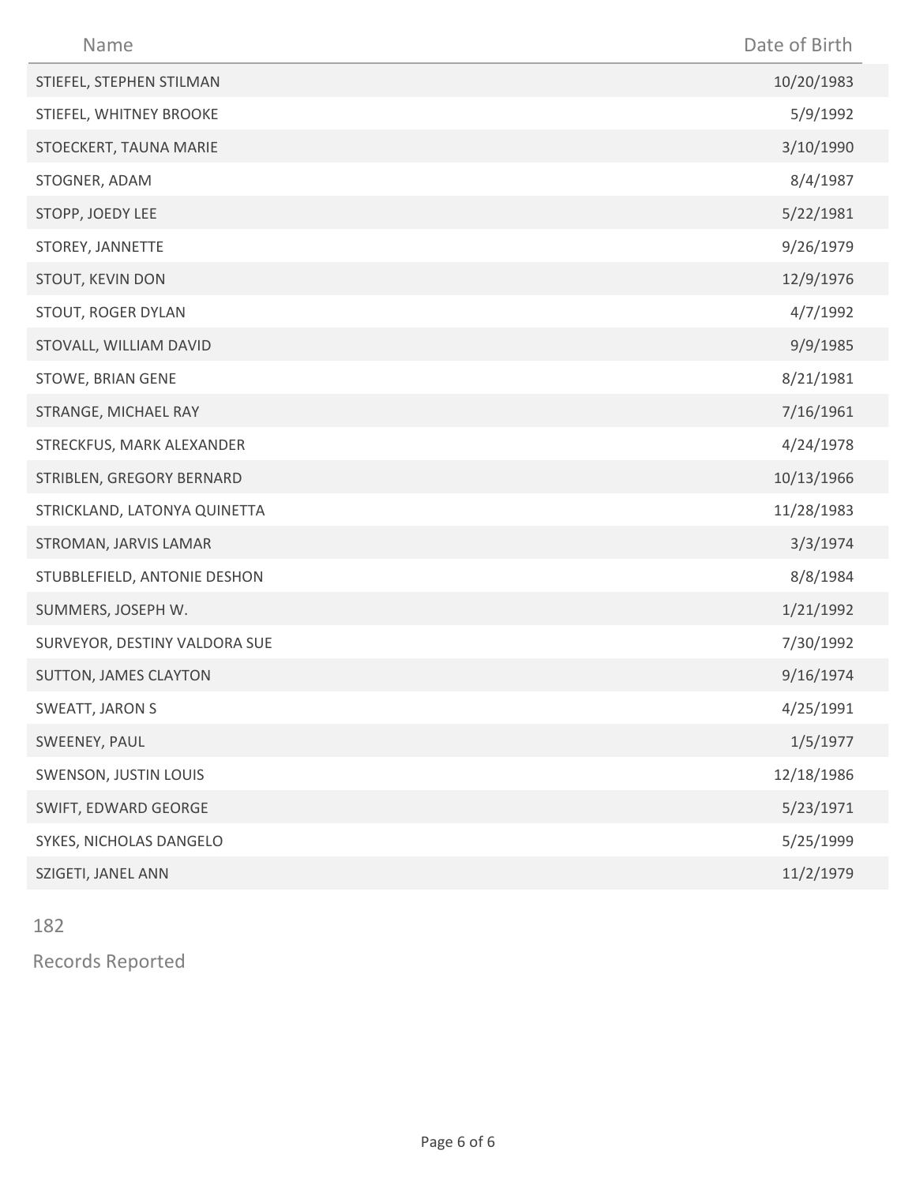| Name | Date of Birth |
| --- | --- |
| STIEFEL, STEPHEN STILMAN | 10/20/1983 |
| STIEFEL, WHITNEY BROOKE | 5/9/1992 |
| STOECKERT, TAUNA MARIE | 3/10/1990 |
| STOGNER, ADAM | 8/4/1987 |
| STOPP, JOEDY LEE | 5/22/1981 |
| STOREY, JANNETTE | 9/26/1979 |
| STOUT, KEVIN DON | 12/9/1976 |
| STOUT, ROGER DYLAN | 4/7/1992 |
| STOVALL, WILLIAM DAVID | 9/9/1985 |
| STOWE, BRIAN GENE | 8/21/1981 |
| STRANGE, MICHAEL RAY | 7/16/1961 |
| STRECKFUS, MARK ALEXANDER | 4/24/1978 |
| STRIBLEN, GREGORY BERNARD | 10/13/1966 |
| STRICKLAND, LATONYA QUINETTA | 11/28/1983 |
| STROMAN, JARVIS LAMAR | 3/3/1974 |
| STUBBLEFIELD, ANTONIE DESHON | 8/8/1984 |
| SUMMERS, JOSEPH W. | 1/21/1992 |
| SURVEYOR, DESTINY VALDORA SUE | 7/30/1992 |
| SUTTON, JAMES CLAYTON | 9/16/1974 |
| SWEATT, JARON S | 4/25/1991 |
| SWEENEY, PAUL | 1/5/1977 |
| SWENSON, JUSTIN LOUIS | 12/18/1986 |
| SWIFT, EDWARD GEORGE | 5/23/1971 |
| SYKES, NICHOLAS DANGELO | 5/25/1999 |
| SZIGETI, JANEL ANN | 11/2/1979 |

182

Records Reported